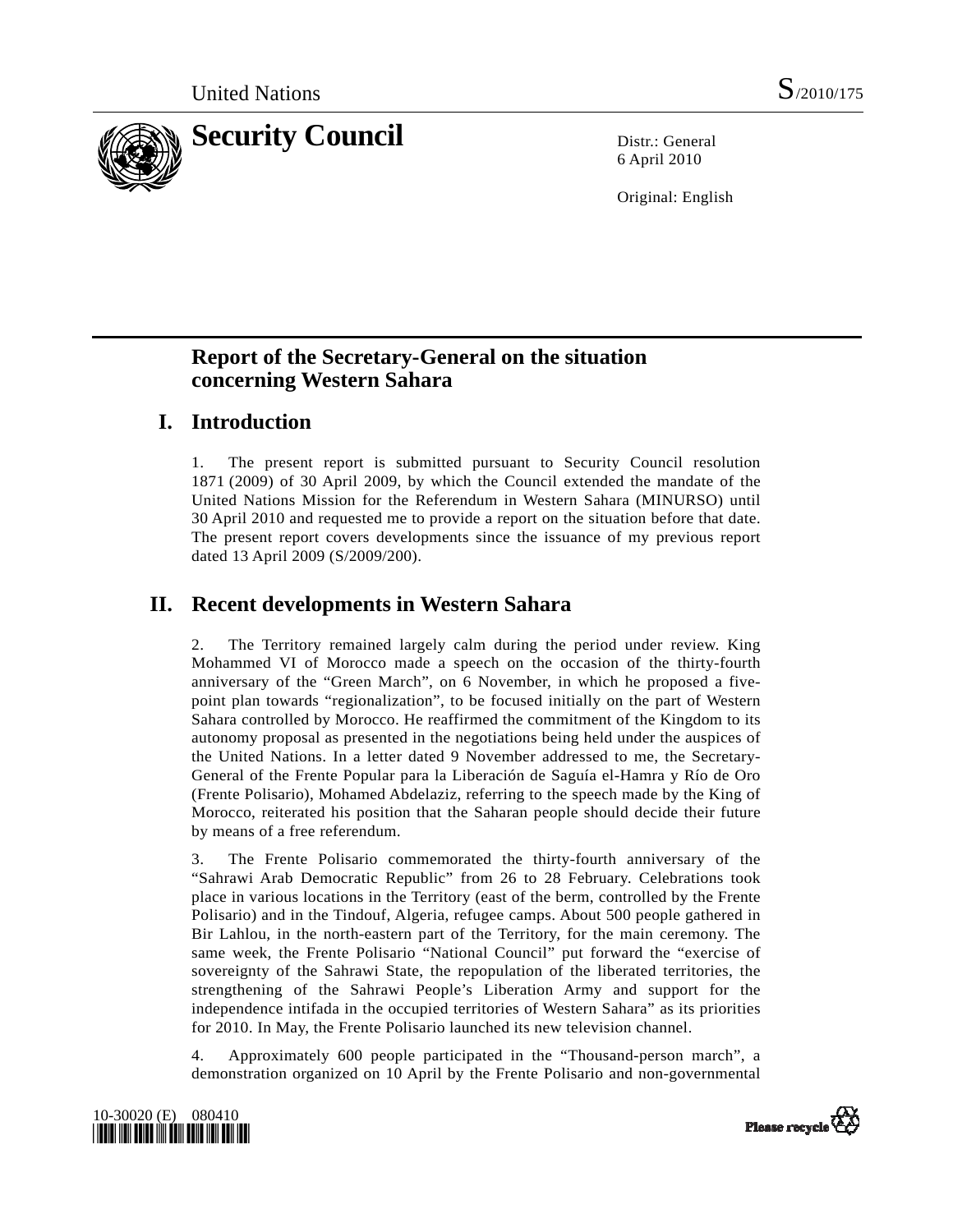United Nations S/2010/175

# Security Council

Distr.: General
6 April 2010

Original: English

## Report of the Secretary-General on the situation concerning Western Sahara

## I. Introduction

1. The present report is submitted pursuant to Security Council resolution 1871 (2009) of 30 April 2009, by which the Council extended the mandate of the United Nations Mission for the Referendum in Western Sahara (MINURSO) until 30 April 2010 and requested me to provide a report on the situation before that date. The present report covers developments since the issuance of my previous report dated 13 April 2009 (S/2009/200).

## II. Recent developments in Western Sahara

2. The Territory remained largely calm during the period under review. King Mohammed VI of Morocco made a speech on the occasion of the thirty-fourth anniversary of the "Green March", on 6 November, in which he proposed a five-point plan towards "regionalization", to be focused initially on the part of Western Sahara controlled by Morocco. He reaffirmed the commitment of the Kingdom to its autonomy proposal as presented in the negotiations being held under the auspices of the United Nations. In a letter dated 9 November addressed to me, the Secretary-General of the Frente Popular para la Liberación de Saguía el-Hamra y Río de Oro (Frente Polisario), Mohamed Abdelaziz, referring to the speech made by the King of Morocco, reiterated his position that the Saharan people should decide their future by means of a free referendum.

3. The Frente Polisario commemorated the thirty-fourth anniversary of the "Sahrawi Arab Democratic Republic" from 26 to 28 February. Celebrations took place in various locations in the Territory (east of the berm, controlled by the Frente Polisario) and in the Tindouf, Algeria, refugee camps. About 500 people gathered in Bir Lahlou, in the north-eastern part of the Territory, for the main ceremony. The same week, the Frente Polisario "National Council" put forward the "exercise of sovereignty of the Sahrawi State, the repopulation of the liberated territories, the strengthening of the Sahrawi People's Liberation Army and support for the independence intifada in the occupied territories of Western Sahara" as its priorities for 2010. In May, the Frente Polisario launched its new television channel.

4. Approximately 600 people participated in the "Thousand-person march", a demonstration organized on 10 April by the Frente Polisario and non-governmental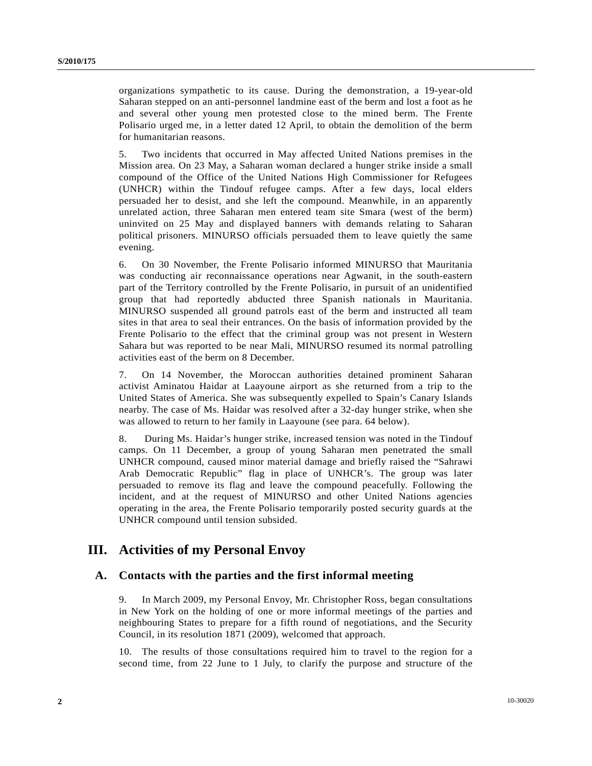organizations sympathetic to its cause. During the demonstration, a 19-year-old Saharan stepped on an anti-personnel landmine east of the berm and lost a foot as he and several other young men protested close to the mined berm. The Frente Polisario urged me, in a letter dated 12 April, to obtain the demolition of the berm for humanitarian reasons.

5. Two incidents that occurred in May affected United Nations premises in the Mission area. On 23 May, a Saharan woman declared a hunger strike inside a small compound of the Office of the United Nations High Commissioner for Refugees (UNHCR) within the Tindouf refugee camps. After a few days, local elders persuaded her to desist, and she left the compound. Meanwhile, in an apparently unrelated action, three Saharan men entered team site Smara (west of the berm) uninvited on 25 May and displayed banners with demands relating to Saharan political prisoners. MINURSO officials persuaded them to leave quietly the same evening.

6. On 30 November, the Frente Polisario informed MINURSO that Mauritania was conducting air reconnaissance operations near Agwanit, in the south-eastern part of the Territory controlled by the Frente Polisario, in pursuit of an unidentified group that had reportedly abducted three Spanish nationals in Mauritania. MINURSO suspended all ground patrols east of the berm and instructed all team sites in that area to seal their entrances. On the basis of information provided by the Frente Polisario to the effect that the criminal group was not present in Western Sahara but was reported to be near Mali, MINURSO resumed its normal patrolling activities east of the berm on 8 December.

7. On 14 November, the Moroccan authorities detained prominent Saharan activist Aminatou Haidar at Laayoune airport as she returned from a trip to the United States of America. She was subsequently expelled to Spain's Canary Islands nearby. The case of Ms. Haidar was resolved after a 32-day hunger strike, when she was allowed to return to her family in Laayoune (see para. 64 below).

8. During Ms. Haidar's hunger strike, increased tension was noted in the Tindouf camps. On 11 December, a group of young Saharan men penetrated the small UNHCR compound, caused minor material damage and briefly raised the "Sahrawi Arab Democratic Republic" flag in place of UNHCR's. The group was later persuaded to remove its flag and leave the compound peacefully. Following the incident, and at the request of MINURSO and other United Nations agencies operating in the area, the Frente Polisario temporarily posted security guards at the UNHCR compound until tension subsided.

## III. Activities of my Personal Envoy

### A. Contacts with the parties and the first informal meeting

9. In March 2009, my Personal Envoy, Mr. Christopher Ross, began consultations in New York on the holding of one or more informal meetings of the parties and neighbouring States to prepare for a fifth round of negotiations, and the Security Council, in its resolution 1871 (2009), welcomed that approach.

10. The results of those consultations required him to travel to the region for a second time, from 22 June to 1 July, to clarify the purpose and structure of the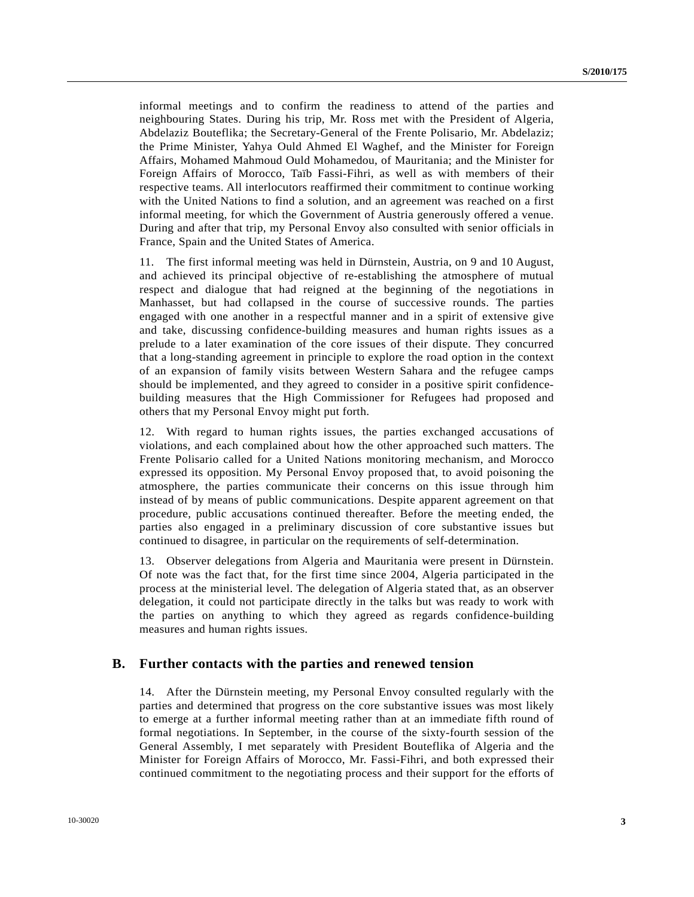informal meetings and to confirm the readiness to attend of the parties and neighbouring States. During his trip, Mr. Ross met with the President of Algeria, Abdelaziz Bouteflika; the Secretary-General of the Frente Polisario, Mr. Abdelaziz; the Prime Minister, Yahya Ould Ahmed El Waghef, and the Minister for Foreign Affairs, Mohamed Mahmoud Ould Mohamedou, of Mauritania; and the Minister for Foreign Affairs of Morocco, Taïb Fassi-Fihri, as well as with members of their respective teams. All interlocutors reaffirmed their commitment to continue working with the United Nations to find a solution, and an agreement was reached on a first informal meeting, for which the Government of Austria generously offered a venue. During and after that trip, my Personal Envoy also consulted with senior officials in France, Spain and the United States of America.

11. The first informal meeting was held in Dürnstein, Austria, on 9 and 10 August, and achieved its principal objective of re-establishing the atmosphere of mutual respect and dialogue that had reigned at the beginning of the negotiations in Manhasset, but had collapsed in the course of successive rounds. The parties engaged with one another in a respectful manner and in a spirit of extensive give and take, discussing confidence-building measures and human rights issues as a prelude to a later examination of the core issues of their dispute. They concurred that a long-standing agreement in principle to explore the road option in the context of an expansion of family visits between Western Sahara and the refugee camps should be implemented, and they agreed to consider in a positive spirit confidence-building measures that the High Commissioner for Refugees had proposed and others that my Personal Envoy might put forth.

12. With regard to human rights issues, the parties exchanged accusations of violations, and each complained about how the other approached such matters. The Frente Polisario called for a United Nations monitoring mechanism, and Morocco expressed its opposition. My Personal Envoy proposed that, to avoid poisoning the atmosphere, the parties communicate their concerns on this issue through him instead of by means of public communications. Despite apparent agreement on that procedure, public accusations continued thereafter. Before the meeting ended, the parties also engaged in a preliminary discussion of core substantive issues but continued to disagree, in particular on the requirements of self-determination.

13. Observer delegations from Algeria and Mauritania were present in Dürnstein. Of note was the fact that, for the first time since 2004, Algeria participated in the process at the ministerial level. The delegation of Algeria stated that, as an observer delegation, it could not participate directly in the talks but was ready to work with the parties on anything to which they agreed as regards confidence-building measures and human rights issues.

## B. Further contacts with the parties and renewed tension

14. After the Dürnstein meeting, my Personal Envoy consulted regularly with the parties and determined that progress on the core substantive issues was most likely to emerge at a further informal meeting rather than at an immediate fifth round of formal negotiations. In September, in the course of the sixty-fourth session of the General Assembly, I met separately with President Bouteflika of Algeria and the Minister for Foreign Affairs of Morocco, Mr. Fassi-Fihri, and both expressed their continued commitment to the negotiating process and their support for the efforts of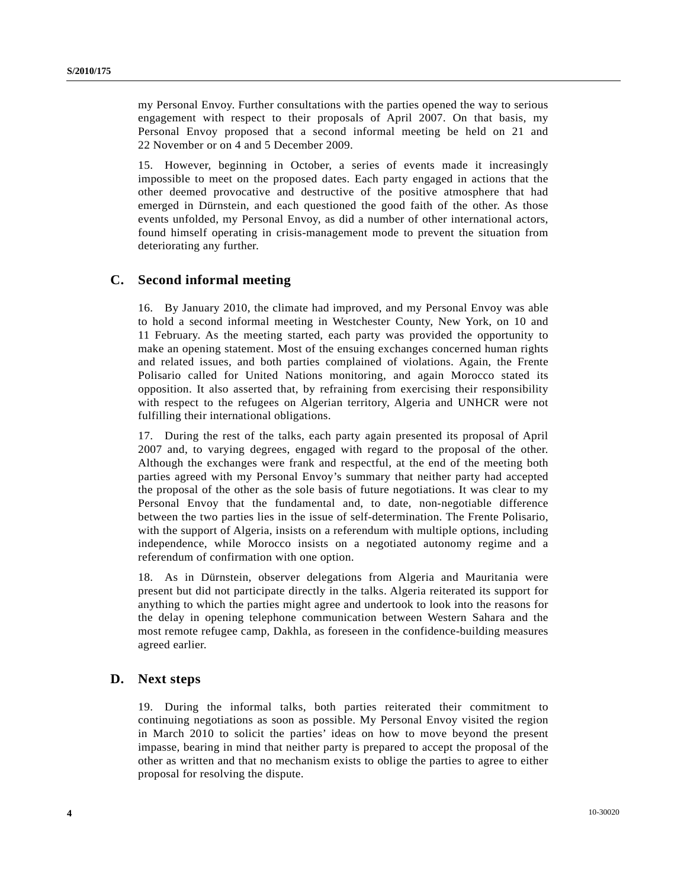my Personal Envoy. Further consultations with the parties opened the way to serious engagement with respect to their proposals of April 2007. On that basis, my Personal Envoy proposed that a second informal meeting be held on 21 and 22 November or on 4 and 5 December 2009.

15. However, beginning in October, a series of events made it increasingly impossible to meet on the proposed dates. Each party engaged in actions that the other deemed provocative and destructive of the positive atmosphere that had emerged in Dürnstein, and each questioned the good faith of the other. As those events unfolded, my Personal Envoy, as did a number of other international actors, found himself operating in crisis-management mode to prevent the situation from deteriorating any further.

## C. Second informal meeting

16. By January 2010, the climate had improved, and my Personal Envoy was able to hold a second informal meeting in Westchester County, New York, on 10 and 11 February. As the meeting started, each party was provided the opportunity to make an opening statement. Most of the ensuing exchanges concerned human rights and related issues, and both parties complained of violations. Again, the Frente Polisario called for United Nations monitoring, and again Morocco stated its opposition. It also asserted that, by refraining from exercising their responsibility with respect to the refugees on Algerian territory, Algeria and UNHCR were not fulfilling their international obligations.

17. During the rest of the talks, each party again presented its proposal of April 2007 and, to varying degrees, engaged with regard to the proposal of the other. Although the exchanges were frank and respectful, at the end of the meeting both parties agreed with my Personal Envoy's summary that neither party had accepted the proposal of the other as the sole basis of future negotiations. It was clear to my Personal Envoy that the fundamental and, to date, non-negotiable difference between the two parties lies in the issue of self-determination. The Frente Polisario, with the support of Algeria, insists on a referendum with multiple options, including independence, while Morocco insists on a negotiated autonomy regime and a referendum of confirmation with one option.

18. As in Dürnstein, observer delegations from Algeria and Mauritania were present but did not participate directly in the talks. Algeria reiterated its support for anything to which the parties might agree and undertook to look into the reasons for the delay in opening telephone communication between Western Sahara and the most remote refugee camp, Dakhla, as foreseen in the confidence-building measures agreed earlier.

## D. Next steps

19. During the informal talks, both parties reiterated their commitment to continuing negotiations as soon as possible. My Personal Envoy visited the region in March 2010 to solicit the parties' ideas on how to move beyond the present impasse, bearing in mind that neither party is prepared to accept the proposal of the other as written and that no mechanism exists to oblige the parties to agree to either proposal for resolving the dispute.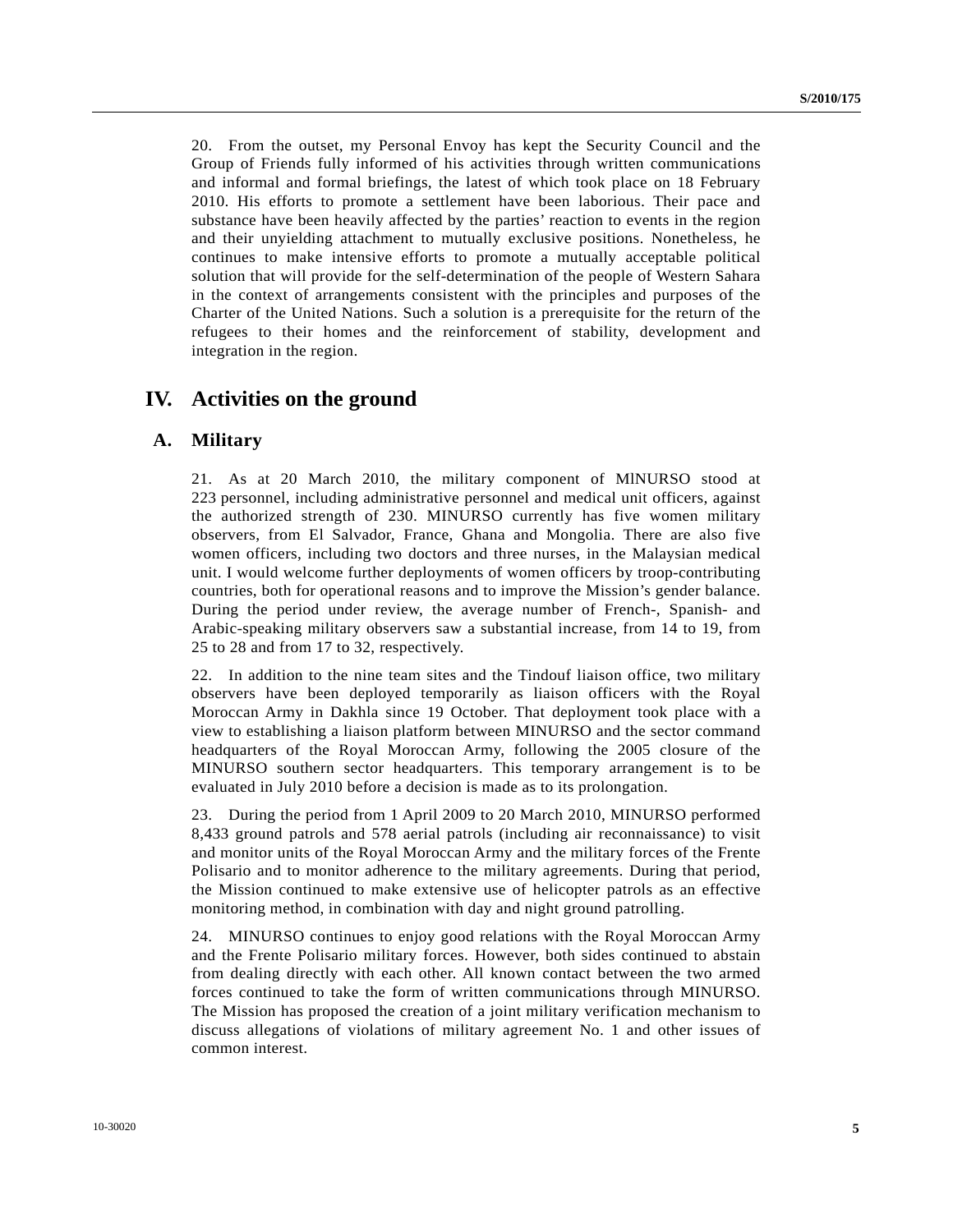20. From the outset, my Personal Envoy has kept the Security Council and the Group of Friends fully informed of his activities through written communications and informal and formal briefings, the latest of which took place on 18 February 2010. His efforts to promote a settlement have been laborious. Their pace and substance have been heavily affected by the parties' reaction to events in the region and their unyielding attachment to mutually exclusive positions. Nonetheless, he continues to make intensive efforts to promote a mutually acceptable political solution that will provide for the self-determination of the people of Western Sahara in the context of arrangements consistent with the principles and purposes of the Charter of the United Nations. Such a solution is a prerequisite for the return of the refugees to their homes and the reinforcement of stability, development and integration in the region.

# IV. Activities on the ground

## A. Military

21. As at 20 March 2010, the military component of MlNURSO stood at 223 personnel, including administrative personnel and medical unit officers, against the authorized strength of 230. MINURSO currently has five women military observers, from El Salvador, France, Ghana and Mongolia. There are also five women officers, including two doctors and three nurses, in the Malaysian medical unit. I would welcome further deployments of women officers by troop-contributing countries, both for operational reasons and to improve the Mission's gender balance. During the period under review, the average number of French-, Spanish- and Arabic-speaking military observers saw a substantial increase, from 14 to 19, from 25 to 28 and from 17 to 32, respectively.

22. In addition to the nine team sites and the Tindouf liaison office, two military observers have been deployed temporarily as liaison officers with the Royal Moroccan Army in Dakhla since 19 October. That deployment took place with a view to establishing a liaison platform between MINURSO and the sector command headquarters of the Royal Moroccan Army, following the 2005 closure of the MINURSO southern sector headquarters. This temporary arrangement is to be evaluated in July 2010 before a decision is made as to its prolongation.

23. During the period from 1 April 2009 to 20 March 2010, MINURSO performed 8,433 ground patrols and 578 aerial patrols (including air reconnaissance) to visit and monitor units of the Royal Moroccan Army and the military forces of the Frente Polisario and to monitor adherence to the military agreements. During that period, the Mission continued to make extensive use of helicopter patrols as an effective monitoring method, in combination with day and night ground patrolling.

24. MINURSO continues to enjoy good relations with the Royal Moroccan Army and the Frente Polisario military forces. However, both sides continued to abstain from dealing directly with each other. All known contact between the two armed forces continued to take the form of written communications through MINURSO. The Mission has proposed the creation of a joint military verification mechanism to discuss allegations of violations of military agreement No. 1 and other issues of common interest.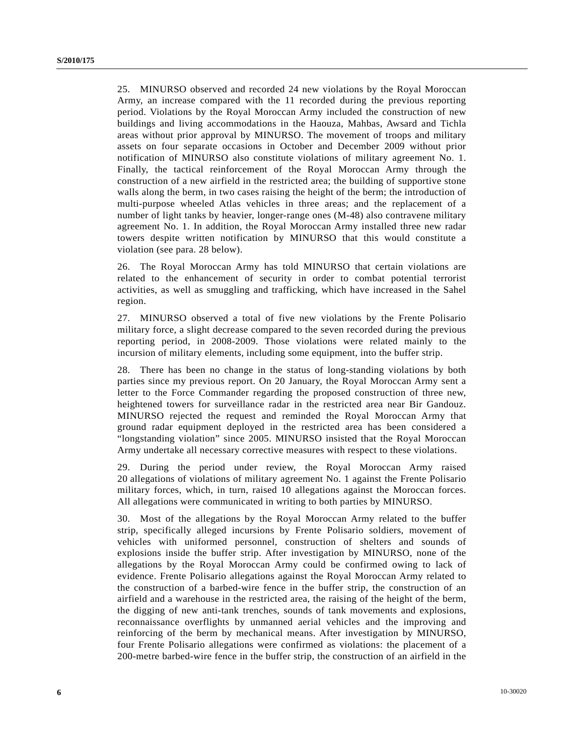25. MINURSO observed and recorded 24 new violations by the Royal Moroccan Army, an increase compared with the 11 recorded during the previous reporting period. Violations by the Royal Moroccan Army included the construction of new buildings and living accommodations in the Haouza, Mahbas, Awsard and Tichla areas without prior approval by MINURSO. The movement of troops and military assets on four separate occasions in October and December 2009 without prior notification of MINURSO also constitute violations of military agreement No. 1. Finally, the tactical reinforcement of the Royal Moroccan Army through the construction of a new airfield in the restricted area; the building of supportive stone walls along the berm, in two cases raising the height of the berm; the introduction of multi-purpose wheeled Atlas vehicles in three areas; and the replacement of a number of light tanks by heavier, longer-range ones (M-48) also contravene military agreement No. 1. In addition, the Royal Moroccan Army installed three new radar towers despite written notification by MINURSO that this would constitute a violation (see para. 28 below).

26. The Royal Moroccan Army has told MINURSO that certain violations are related to the enhancement of security in order to combat potential terrorist activities, as well as smuggling and trafficking, which have increased in the Sahel region.

27. MINURSO observed a total of five new violations by the Frente Polisario military force, a slight decrease compared to the seven recorded during the previous reporting period, in 2008-2009. Those violations were related mainly to the incursion of military elements, including some equipment, into the buffer strip.

28. There has been no change in the status of long-standing violations by both parties since my previous report. On 20 January, the Royal Moroccan Army sent a letter to the Force Commander regarding the proposed construction of three new, heightened towers for surveillance radar in the restricted area near Bir Gandouz. MINURSO rejected the request and reminded the Royal Moroccan Army that ground radar equipment deployed in the restricted area has been considered a "longstanding violation" since 2005. MINURSO insisted that the Royal Moroccan Army undertake all necessary corrective measures with respect to these violations.

29. During the period under review, the Royal Moroccan Army raised 20 allegations of violations of military agreement No. 1 against the Frente Polisario military forces, which, in turn, raised 10 allegations against the Moroccan forces. All allegations were communicated in writing to both parties by MINURSO.

30. Most of the allegations by the Royal Moroccan Army related to the buffer strip, specifically alleged incursions by Frente Polisario soldiers, movement of vehicles with uniformed personnel, construction of shelters and sounds of explosions inside the buffer strip. After investigation by MINURSO, none of the allegations by the Royal Moroccan Army could be confirmed owing to lack of evidence. Frente Polisario allegations against the Royal Moroccan Army related to the construction of a barbed-wire fence in the buffer strip, the construction of an airfield and a warehouse in the restricted area, the raising of the height of the berm, the digging of new anti-tank trenches, sounds of tank movements and explosions, reconnaissance overflights by unmanned aerial vehicles and the improving and reinforcing of the berm by mechanical means. After investigation by MINURSO, four Frente Polisario allegations were confirmed as violations: the placement of a 200-metre barbed-wire fence in the buffer strip, the construction of an airfield in the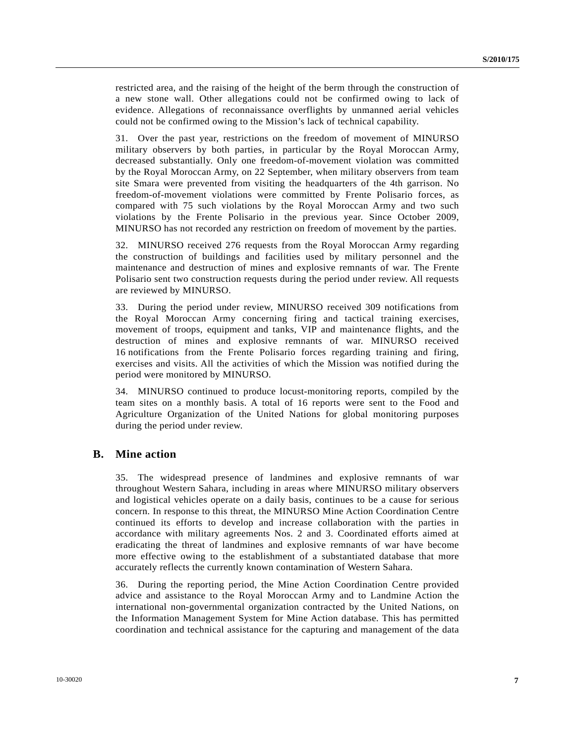restricted area, and the raising of the height of the berm through the construction of a new stone wall. Other allegations could not be confirmed owing to lack of evidence. Allegations of reconnaissance overflights by unmanned aerial vehicles could not be confirmed owing to the Mission's lack of technical capability.

31. Over the past year, restrictions on the freedom of movement of MINURSO military observers by both parties, in particular by the Royal Moroccan Army, decreased substantially. Only one freedom-of-movement violation was committed by the Royal Moroccan Army, on 22 September, when military observers from team site Smara were prevented from visiting the headquarters of the 4th garrison. No freedom-of-movement violations were committed by Frente Polisario forces, as compared with 75 such violations by the Royal Moroccan Army and two such violations by the Frente Polisario in the previous year. Since October 2009, MINURSO has not recorded any restriction on freedom of movement by the parties.

32. MINURSO received 276 requests from the Royal Moroccan Army regarding the construction of buildings and facilities used by military personnel and the maintenance and destruction of mines and explosive remnants of war. The Frente Polisario sent two construction requests during the period under review. All requests are reviewed by MINURSO.

33. During the period under review, MINURSO received 309 notifications from the Royal Moroccan Army concerning firing and tactical training exercises, movement of troops, equipment and tanks, VIP and maintenance flights, and the destruction of mines and explosive remnants of war. MINURSO received 16 notifications from the Frente Polisario forces regarding training and firing, exercises and visits. All the activities of which the Mission was notified during the period were monitored by MINURSO.

34. MINURSO continued to produce locust-monitoring reports, compiled by the team sites on a monthly basis. A total of 16 reports were sent to the Food and Agriculture Organization of the United Nations for global monitoring purposes during the period under review.

## B. Mine action

35. The widespread presence of landmines and explosive remnants of war throughout Western Sahara, including in areas where MINURSO military observers and logistical vehicles operate on a daily basis, continues to be a cause for serious concern. In response to this threat, the MINURSO Mine Action Coordination Centre continued its efforts to develop and increase collaboration with the parties in accordance with military agreements Nos. 2 and 3. Coordinated efforts aimed at eradicating the threat of landmines and explosive remnants of war have become more effective owing to the establishment of a substantiated database that more accurately reflects the currently known contamination of Western Sahara.

36. During the reporting period, the Mine Action Coordination Centre provided advice and assistance to the Royal Moroccan Army and to Landmine Action the international non-governmental organization contracted by the United Nations, on the Information Management System for Mine Action database. This has permitted coordination and technical assistance for the capturing and management of the data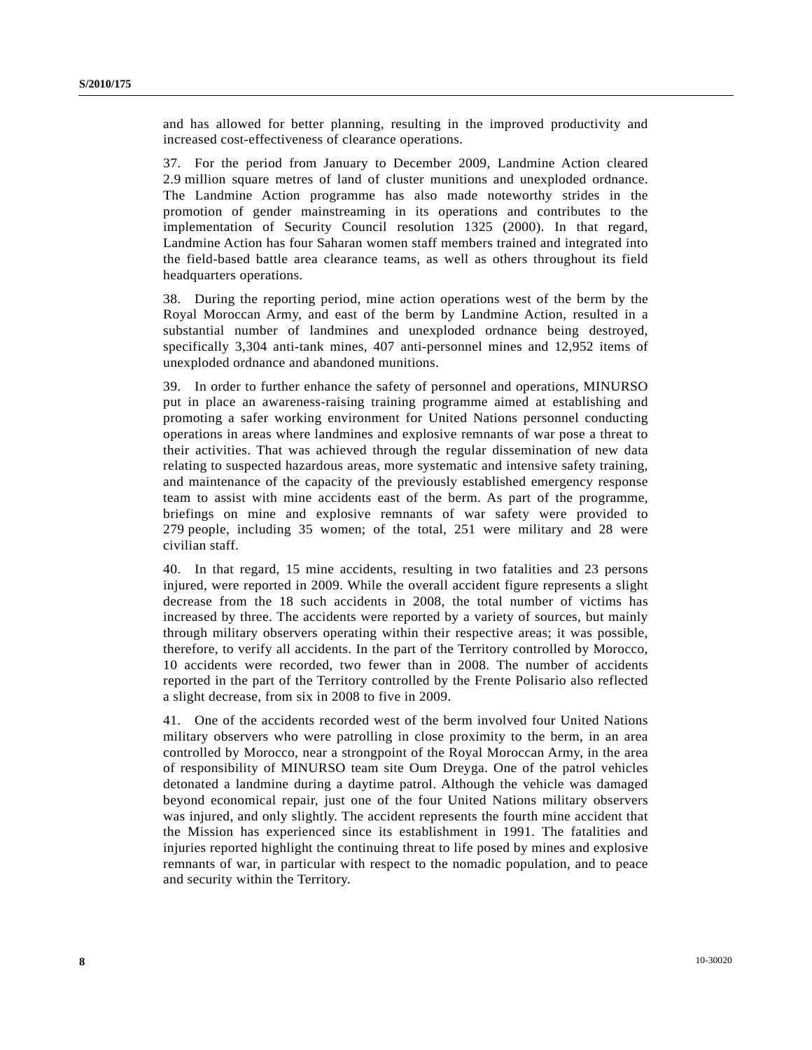and has allowed for better planning, resulting in the improved productivity and increased cost-effectiveness of clearance operations.

37. For the period from January to December 2009, Landmine Action cleared 2.9 million square metres of land of cluster munitions and unexploded ordnance. The Landmine Action programme has also made noteworthy strides in the promotion of gender mainstreaming in its operations and contributes to the implementation of Security Council resolution 1325 (2000). In that regard, Landmine Action has four Saharan women staff members trained and integrated into the field-based battle area clearance teams, as well as others throughout its field headquarters operations.

38. During the reporting period, mine action operations west of the berm by the Royal Moroccan Army, and east of the berm by Landmine Action, resulted in a substantial number of landmines and unexploded ordnance being destroyed, specifically 3,304 anti-tank mines, 407 anti-personnel mines and 12,952 items of unexploded ordnance and abandoned munitions.

39. In order to further enhance the safety of personnel and operations, MINURSO put in place an awareness-raising training programme aimed at establishing and promoting a safer working environment for United Nations personnel conducting operations in areas where landmines and explosive remnants of war pose a threat to their activities. That was achieved through the regular dissemination of new data relating to suspected hazardous areas, more systematic and intensive safety training, and maintenance of the capacity of the previously established emergency response team to assist with mine accidents east of the berm. As part of the programme, briefings on mine and explosive remnants of war safety were provided to 279 people, including 35 women; of the total, 251 were military and 28 were civilian staff.

40. In that regard, 15 mine accidents, resulting in two fatalities and 23 persons injured, were reported in 2009. While the overall accident figure represents a slight decrease from the 18 such accidents in 2008, the total number of victims has increased by three. The accidents were reported by a variety of sources, but mainly through military observers operating within their respective areas; it was possible, therefore, to verify all accidents. In the part of the Territory controlled by Morocco, 10 accidents were recorded, two fewer than in 2008. The number of accidents reported in the part of the Territory controlled by the Frente Polisario also reflected a slight decrease, from six in 2008 to five in 2009.

41. One of the accidents recorded west of the berm involved four United Nations military observers who were patrolling in close proximity to the berm, in an area controlled by Morocco, near a strongpoint of the Royal Moroccan Army, in the area of responsibility of MINURSO team site Oum Dreyga. One of the patrol vehicles detonated a landmine during a daytime patrol. Although the vehicle was damaged beyond economical repair, just one of the four United Nations military observers was injured, and only slightly. The accident represents the fourth mine accident that the Mission has experienced since its establishment in 1991. The fatalities and injuries reported highlight the continuing threat to life posed by mines and explosive remnants of war, in particular with respect to the nomadic population, and to peace and security within the Territory.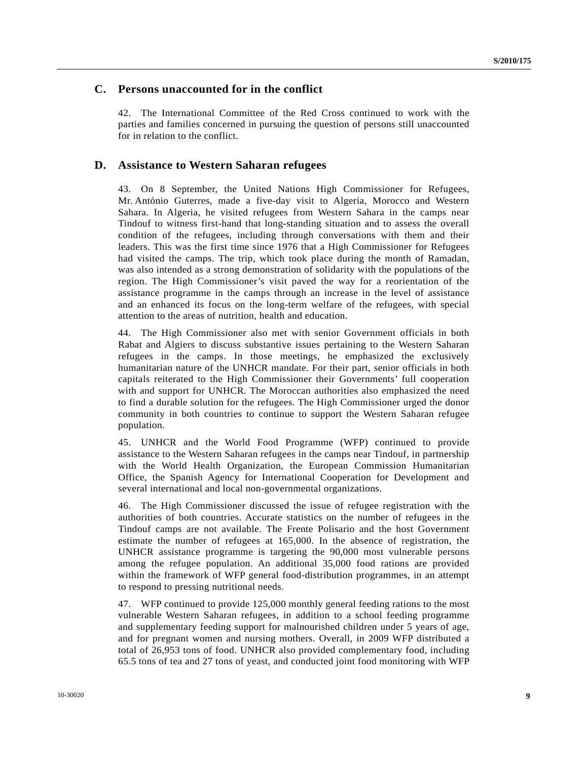## C. Persons unaccounted for in the conflict

42. The International Committee of the Red Cross continued to work with the parties and families concerned in pursuing the question of persons still unaccounted for in relation to the conflict.

## D. Assistance to Western Saharan refugees

43. On 8 September, the United Nations High Commissioner for Refugees, Mr. António Guterres, made a five-day visit to Algeria, Morocco and Western Sahara. In Algeria, he visited refugees from Western Sahara in the camps near Tindouf to witness first-hand that long-standing situation and to assess the overall condition of the refugees, including through conversations with them and their leaders. This was the first time since 1976 that a High Commissioner for Refugees had visited the camps. The trip, which took place during the month of Ramadan, was also intended as a strong demonstration of solidarity with the populations of the region. The High Commissioner's visit paved the way for a reorientation of the assistance programme in the camps through an increase in the level of assistance and an enhanced its focus on the long-term welfare of the refugees, with special attention to the areas of nutrition, health and education.

44. The High Commissioner also met with senior Government officials in both Rabat and Algiers to discuss substantive issues pertaining to the Western Saharan refugees in the camps. In those meetings, he emphasized the exclusively humanitarian nature of the UNHCR mandate. For their part, senior officials in both capitals reiterated to the High Commissioner their Governments' full cooperation with and support for UNHCR. The Moroccan authorities also emphasized the need to find a durable solution for the refugees. The High Commissioner urged the donor community in both countries to continue to support the Western Saharan refugee population.

45. UNHCR and the World Food Programme (WFP) continued to provide assistance to the Western Saharan refugees in the camps near Tindouf, in partnership with the World Health Organization, the European Commission Humanitarian Office, the Spanish Agency for International Cooperation for Development and several international and local non-governmental organizations.

46. The High Commissioner discussed the issue of refugee registration with the authorities of both countries. Accurate statistics on the number of refugees in the Tindouf camps are not available. The Frente Polisario and the host Government estimate the number of refugees at 165,000. In the absence of registration, the UNHCR assistance programme is targeting the 90,000 most vulnerable persons among the refugee population. An additional 35,000 food rations are provided within the framework of WFP general food-distribution programmes, in an attempt to respond to pressing nutritional needs.

47. WFP continued to provide 125,000 monthly general feeding rations to the most vulnerable Western Saharan refugees, in addition to a school feeding programme and supplementary feeding support for malnourished children under 5 years of age, and for pregnant women and nursing mothers. Overall, in 2009 WFP distributed a total of 26,953 tons of food. UNHCR also provided complementary food, including 65.5 tons of tea and 27 tons of yeast, and conducted joint food monitoring with WFP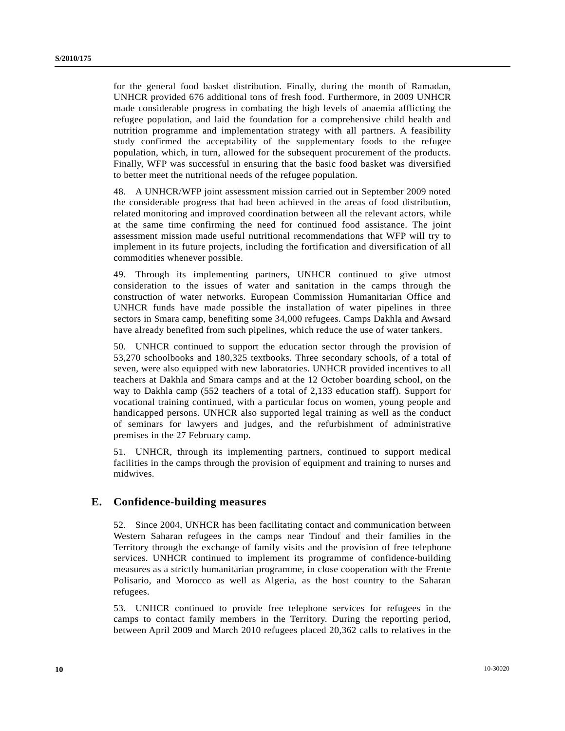for the general food basket distribution. Finally, during the month of Ramadan, UNHCR provided 676 additional tons of fresh food. Furthermore, in 2009 UNHCR made considerable progress in combating the high levels of anaemia afflicting the refugee population, and laid the foundation for a comprehensive child health and nutrition programme and implementation strategy with all partners. A feasibility study confirmed the acceptability of the supplementary foods to the refugee population, which, in turn, allowed for the subsequent procurement of the products. Finally, WFP was successful in ensuring that the basic food basket was diversified to better meet the nutritional needs of the refugee population.

48. A UNHCR/WFP joint assessment mission carried out in September 2009 noted the considerable progress that had been achieved in the areas of food distribution, related monitoring and improved coordination between all the relevant actors, while at the same time confirming the need for continued food assistance. The joint assessment mission made useful nutritional recommendations that WFP will try to implement in its future projects, including the fortification and diversification of all commodities whenever possible.

49. Through its implementing partners, UNHCR continued to give utmost consideration to the issues of water and sanitation in the camps through the construction of water networks. European Commission Humanitarian Office and UNHCR funds have made possible the installation of water pipelines in three sectors in Smara camp, benefiting some 34,000 refugees. Camps Dakhla and Awsard have already benefited from such pipelines, which reduce the use of water tankers.

50. UNHCR continued to support the education sector through the provision of 53,270 schoolbooks and 180,325 textbooks. Three secondary schools, of a total of seven, were also equipped with new laboratories. UNHCR provided incentives to all teachers at Dakhla and Smara camps and at the 12 October boarding school, on the way to Dakhla camp (552 teachers of a total of 2,133 education staff). Support for vocational training continued, with a particular focus on women, young people and handicapped persons. UNHCR also supported legal training as well as the conduct of seminars for lawyers and judges, and the refurbishment of administrative premises in the 27 February camp.

51. UNHCR, through its implementing partners, continued to support medical facilities in the camps through the provision of equipment and training to nurses and midwives.

## E. Confidence-building measures

52. Since 2004, UNHCR has been facilitating contact and communication between Western Saharan refugees in the camps near Tindouf and their families in the Territory through the exchange of family visits and the provision of free telephone services. UNHCR continued to implement its programme of confidence-building measures as a strictly humanitarian programme, in close cooperation with the Frente Polisario, and Morocco as well as Algeria, as the host country to the Saharan refugees.

53. UNHCR continued to provide free telephone services for refugees in the camps to contact family members in the Territory. During the reporting period, between April 2009 and March 2010 refugees placed 20,362 calls to relatives in the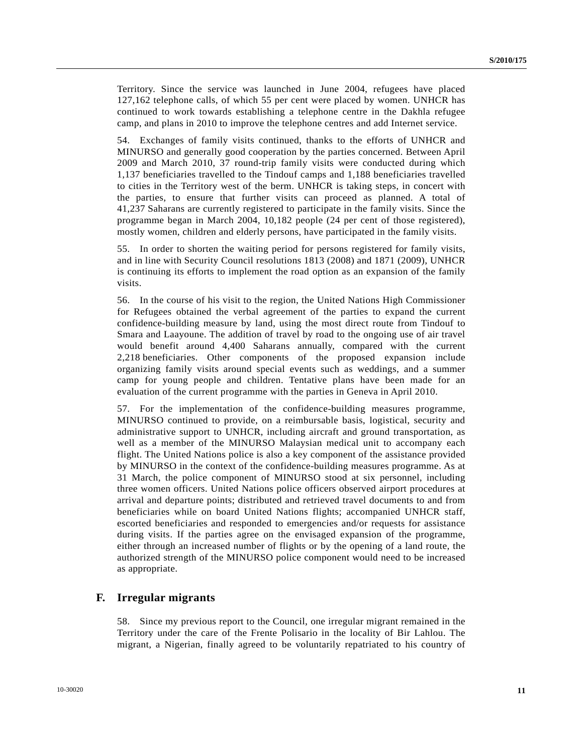Territory. Since the service was launched in June 2004, refugees have placed 127,162 telephone calls, of which 55 per cent were placed by women. UNHCR has continued to work towards establishing a telephone centre in the Dakhla refugee camp, and plans in 2010 to improve the telephone centres and add Internet service.

54. Exchanges of family visits continued, thanks to the efforts of UNHCR and MINURSO and generally good cooperation by the parties concerned. Between April 2009 and March 2010, 37 round-trip family visits were conducted during which 1,137 beneficiaries travelled to the Tindouf camps and 1,188 beneficiaries travelled to cities in the Territory west of the berm. UNHCR is taking steps, in concert with the parties, to ensure that further visits can proceed as planned. A total of 41,237 Saharans are currently registered to participate in the family visits. Since the programme began in March 2004, 10,182 people (24 per cent of those registered), mostly women, children and elderly persons, have participated in the family visits.

55. In order to shorten the waiting period for persons registered for family visits, and in line with Security Council resolutions 1813 (2008) and 1871 (2009), UNHCR is continuing its efforts to implement the road option as an expansion of the family visits.

56. In the course of his visit to the region, the United Nations High Commissioner for Refugees obtained the verbal agreement of the parties to expand the current confidence-building measure by land, using the most direct route from Tindouf to Smara and Laayoune. The addition of travel by road to the ongoing use of air travel would benefit around 4,400 Saharans annually, compared with the current 2,218 beneficiaries. Other components of the proposed expansion include organizing family visits around special events such as weddings, and a summer camp for young people and children. Tentative plans have been made for an evaluation of the current programme with the parties in Geneva in April 2010.

57. For the implementation of the confidence-building measures programme, MINURSO continued to provide, on a reimbursable basis, logistical, security and administrative support to UNHCR, including aircraft and ground transportation, as well as a member of the MINURSO Malaysian medical unit to accompany each flight. The United Nations police is also a key component of the assistance provided by MINURSO in the context of the confidence-building measures programme. As at 31 March, the police component of MINURSO stood at six personnel, including three women officers. United Nations police officers observed airport procedures at arrival and departure points; distributed and retrieved travel documents to and from beneficiaries while on board United Nations flights; accompanied UNHCR staff, escorted beneficiaries and responded to emergencies and/or requests for assistance during visits. If the parties agree on the envisaged expansion of the programme, either through an increased number of flights or by the opening of a land route, the authorized strength of the MINURSO police component would need to be increased as appropriate.

## F. Irregular migrants

58. Since my previous report to the Council, one irregular migrant remained in the Territory under the care of the Frente Polisario in the locality of Bir Lahlou. The migrant, a Nigerian, finally agreed to be voluntarily repatriated to his country of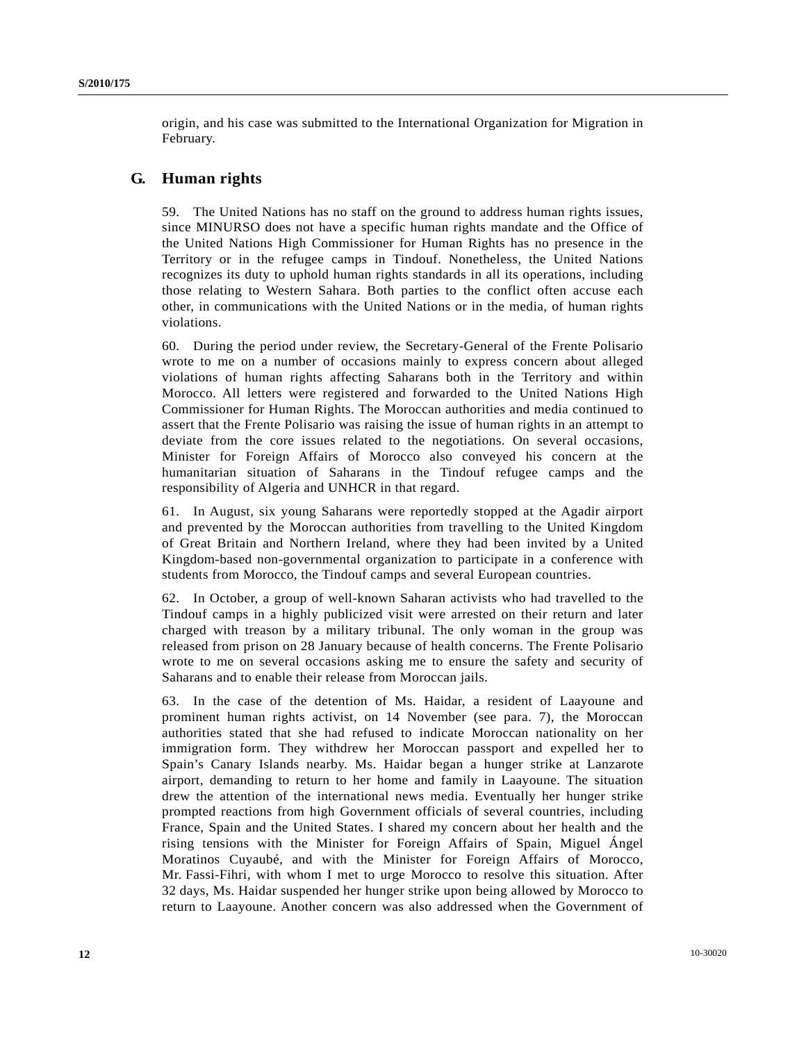origin, and his case was submitted to the International Organization for Migration in February.

## G. Human rights

59. The United Nations has no staff on the ground to address human rights issues, since MINURSO does not have a specific human rights mandate and the Office of the United Nations High Commissioner for Human Rights has no presence in the Territory or in the refugee camps in Tindouf. Nonetheless, the United Nations recognizes its duty to uphold human rights standards in all its operations, including those relating to Western Sahara. Both parties to the conflict often accuse each other, in communications with the United Nations or in the media, of human rights violations.

60. During the period under review, the Secretary-General of the Frente Polisario wrote to me on a number of occasions mainly to express concern about alleged violations of human rights affecting Saharans both in the Territory and within Morocco. All letters were registered and forwarded to the United Nations High Commissioner for Human Rights. The Moroccan authorities and media continued to assert that the Frente Polisario was raising the issue of human rights in an attempt to deviate from the core issues related to the negotiations. On several occasions, Minister for Foreign Affairs of Morocco also conveyed his concern at the humanitarian situation of Saharans in the Tindouf refugee camps and the responsibility of Algeria and UNHCR in that regard.

61. In August, six young Saharans were reportedly stopped at the Agadir airport and prevented by the Moroccan authorities from travelling to the United Kingdom of Great Britain and Northern Ireland, where they had been invited by a United Kingdom-based non-governmental organization to participate in a conference with students from Morocco, the Tindouf camps and several European countries.

62. In October, a group of well-known Saharan activists who had travelled to the Tindouf camps in a highly publicized visit were arrested on their return and later charged with treason by a military tribunal. The only woman in the group was released from prison on 28 January because of health concerns. The Frente Polisario wrote to me on several occasions asking me to ensure the safety and security of Saharans and to enable their release from Moroccan jails.

63. In the case of the detention of Ms. Haidar, a resident of Laayoune and prominent human rights activist, on 14 November (see para. 7), the Moroccan authorities stated that she had refused to indicate Moroccan nationality on her immigration form. They withdrew her Moroccan passport and expelled her to Spain's Canary Islands nearby. Ms. Haidar began a hunger strike at Lanzarote airport, demanding to return to her home and family in Laayoune. The situation drew the attention of the international news media. Eventually her hunger strike prompted reactions from high Government officials of several countries, including France, Spain and the United States. I shared my concern about her health and the rising tensions with the Minister for Foreign Affairs of Spain, Miguel Ángel Moratinos Cuyaubé, and with the Minister for Foreign Affairs of Morocco, Mr. Fassi-Fihri, with whom I met to urge Morocco to resolve this situation. After 32 days, Ms. Haidar suspended her hunger strike upon being allowed by Morocco to return to Laayoune. Another concern was also addressed when the Government of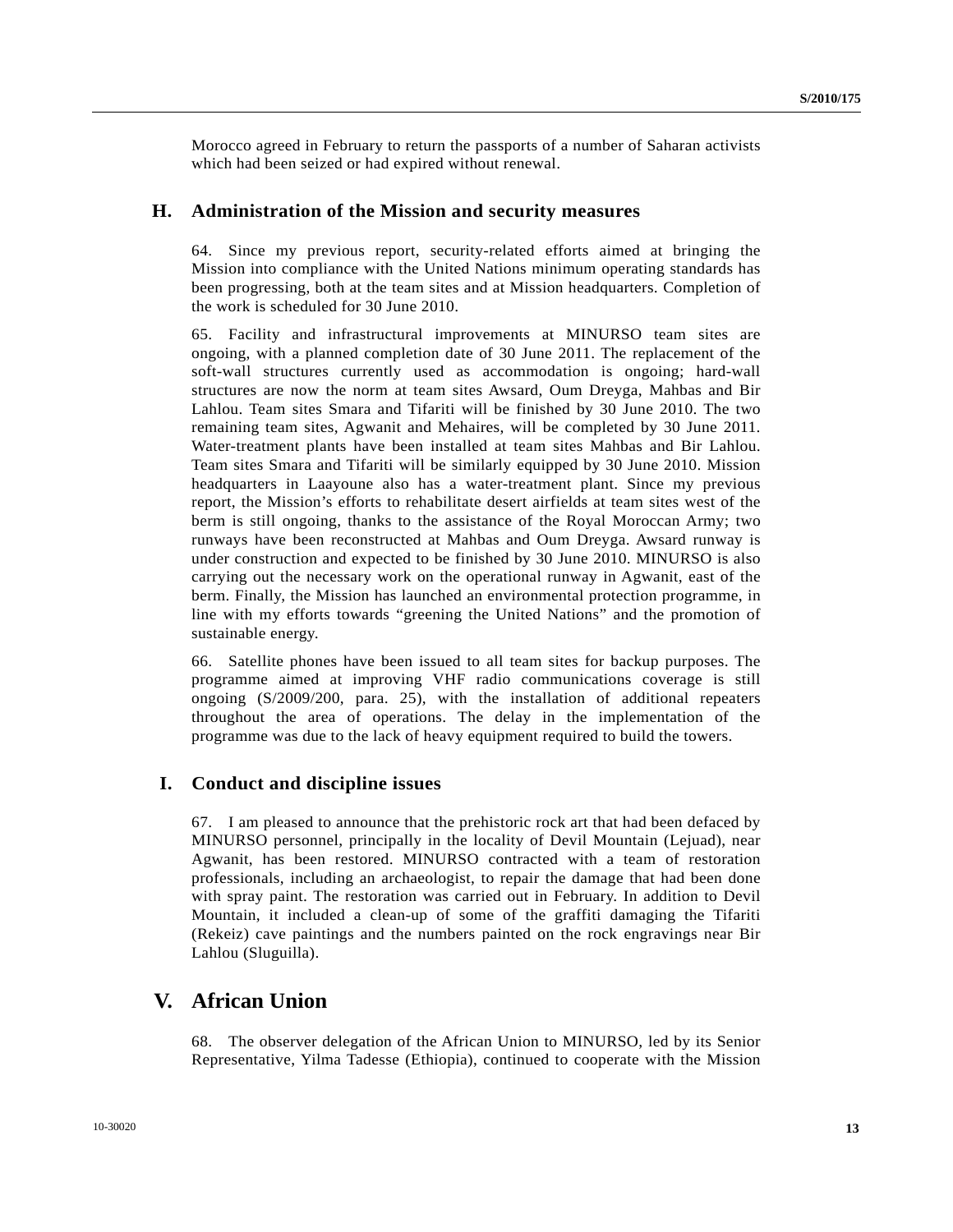Morocco agreed in February to return the passports of a number of Saharan activists which had been seized or had expired without renewal.

## H. Administration of the Mission and security measures

64. Since my previous report, security-related efforts aimed at bringing the Mission into compliance with the United Nations minimum operating standards has been progressing, both at the team sites and at Mission headquarters. Completion of the work is scheduled for 30 June 2010.

65. Facility and infrastructural improvements at MINURSO team sites are ongoing, with a planned completion date of 30 June 2011. The replacement of the soft-wall structures currently used as accommodation is ongoing; hard-wall structures are now the norm at team sites Awsard, Oum Dreyga, Mahbas and Bir Lahlou. Team sites Smara and Tifariti will be finished by 30 June 2010. The two remaining team sites, Agwanit and Mehaires, will be completed by 30 June 2011. Water-treatment plants have been installed at team sites Mahbas and Bir Lahlou. Team sites Smara and Tifariti will be similarly equipped by 30 June 2010. Mission headquarters in Laayoune also has a water-treatment plant. Since my previous report, the Mission's efforts to rehabilitate desert airfields at team sites west of the berm is still ongoing, thanks to the assistance of the Royal Moroccan Army; two runways have been reconstructed at Mahbas and Oum Dreyga. Awsard runway is under construction and expected to be finished by 30 June 2010. MINURSO is also carrying out the necessary work on the operational runway in Agwanit, east of the berm. Finally, the Mission has launched an environmental protection programme, in line with my efforts towards "greening the United Nations" and the promotion of sustainable energy.

66. Satellite phones have been issued to all team sites for backup purposes. The programme aimed at improving VHF radio communications coverage is still ongoing (S/2009/200, para. 25), with the installation of additional repeaters throughout the area of operations. The delay in the implementation of the programme was due to the lack of heavy equipment required to build the towers.

## I. Conduct and discipline issues

67. I am pleased to announce that the prehistoric rock art that had been defaced by MINURSO personnel, principally in the locality of Devil Mountain (Lejuad), near Agwanit, has been restored. MINURSO contracted with a team of restoration professionals, including an archaeologist, to repair the damage that had been done with spray paint. The restoration was carried out in February. In addition to Devil Mountain, it included a clean-up of some of the graffiti damaging the Tifariti (Rekeiz) cave paintings and the numbers painted on the rock engravings near Bir Lahlou (Sluguilla).

# V. African Union

68. The observer delegation of the African Union to MINURSO, led by its Senior Representative, Yilma Tadesse (Ethiopia), continued to cooperate with the Mission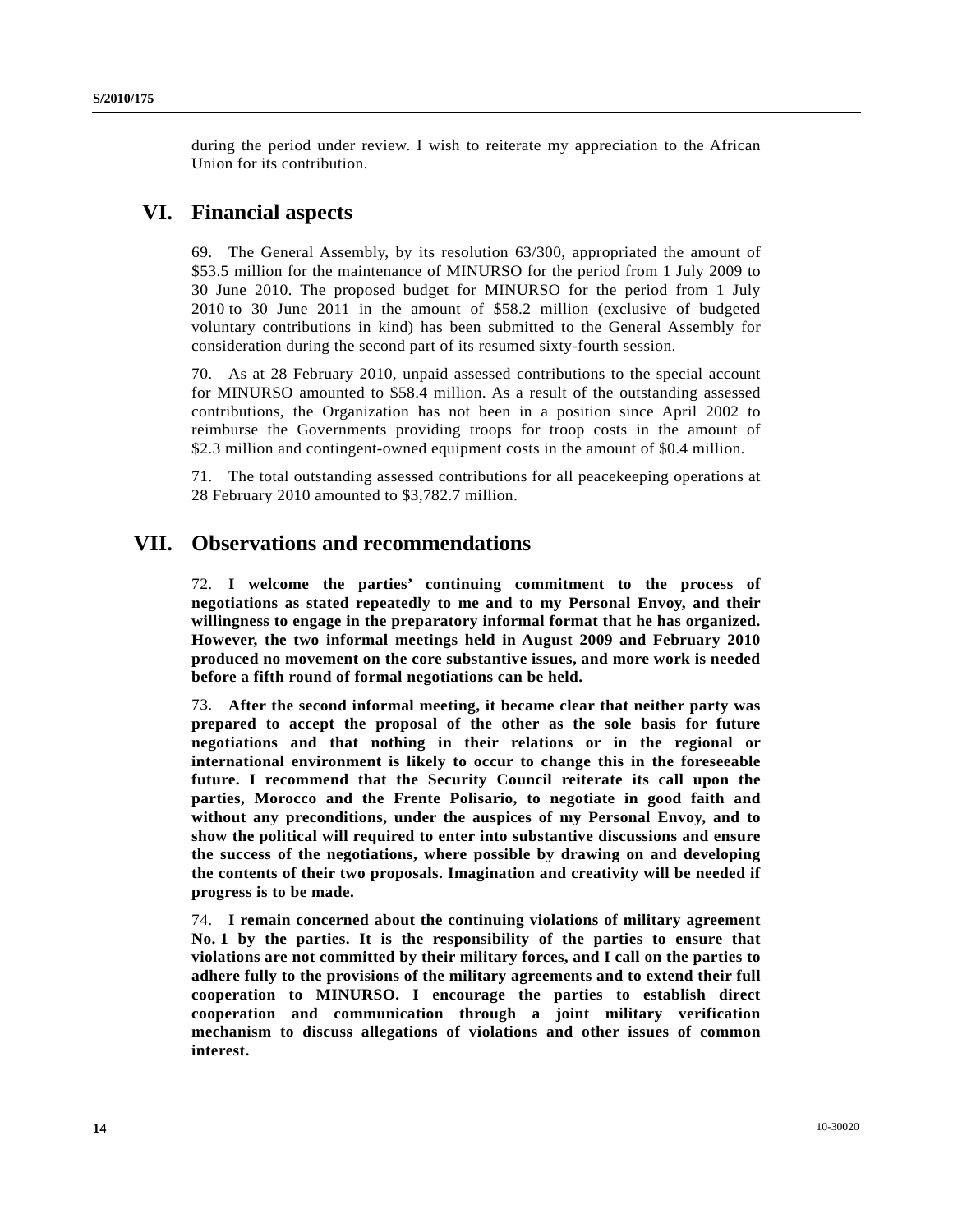during the period under review. I wish to reiterate my appreciation to the African Union for its contribution.

## VI. Financial aspects

69. The General Assembly, by its resolution 63/300, appropriated the amount of $53.5 million for the maintenance of MINURSO for the period from 1 July 2009 to 30 June 2010. The proposed budget for MINURSO for the period from 1 July 2010 to 30 June 2011 in the amount of $58.2 million (exclusive of budgeted voluntary contributions in kind) has been submitted to the General Assembly for consideration during the second part of its resumed sixty-fourth session.

70. As at 28 February 2010, unpaid assessed contributions to the special account for MINURSO amounted to $58.4 million. As a result of the outstanding assessed contributions, the Organization has not been in a position since April 2002 to reimburse the Governments providing troops for troop costs in the amount of $2.3 million and contingent-owned equipment costs in the amount of $0.4 million.

71. The total outstanding assessed contributions for all peacekeeping operations at 28 February 2010 amounted to $3,782.7 million.

## VII. Observations and recommendations

72. **I welcome the parties' continuing commitment to the process of negotiations as stated repeatedly to me and to my Personal Envoy, and their willingness to engage in the preparatory informal format that he has organized. However, the two informal meetings held in August 2009 and February 2010 produced no movement on the core substantive issues, and more work is needed before a fifth round of formal negotiations can be held.**

73. **After the second informal meeting, it became clear that neither party was prepared to accept the proposal of the other as the sole basis for future negotiations and that nothing in their relations or in the regional or international environment is likely to occur to change this in the foreseeable future. I recommend that the Security Council reiterate its call upon the parties, Morocco and the Frente Polisario, to negotiate in good faith and without any preconditions, under the auspices of my Personal Envoy, and to show the political will required to enter into substantive discussions and ensure the success of the negotiations, where possible by drawing on and developing the contents of their two proposals. Imagination and creativity will be needed if progress is to be made.**

74. **I remain concerned about the continuing violations of military agreement No. 1 by the parties. It is the responsibility of the parties to ensure that violations are not committed by their military forces, and I call on the parties to adhere fully to the provisions of the military agreements and to extend their full cooperation to MINURSO. I encourage the parties to establish direct cooperation and communication through a joint military verification mechanism to discuss allegations of violations and other issues of common interest.**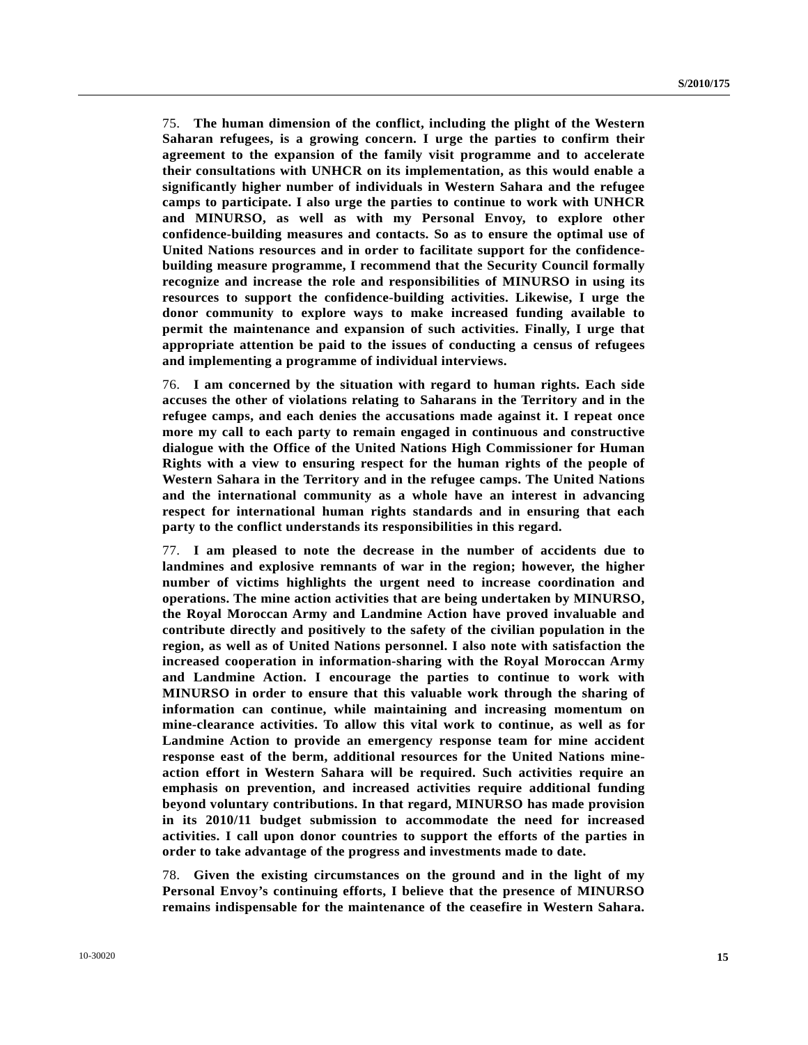75. **The human dimension of the conflict, including the plight of the Western Saharan refugees, is a growing concern. I urge the parties to confirm their agreement to the expansion of the family visit programme and to accelerate their consultations with UNHCR on its implementation, as this would enable a significantly higher number of individuals in Western Sahara and the refugee camps to participate. I also urge the parties to continue to work with UNHCR and MINURSO, as well as with my Personal Envoy, to explore other confidence-building measures and contacts. So as to ensure the optimal use of United Nations resources and in order to facilitate support for the confidence-building measure programme, I recommend that the Security Council formally recognize and increase the role and responsibilities of MINURSO in using its resources to support the confidence-building activities. Likewise, I urge the donor community to explore ways to make increased funding available to permit the maintenance and expansion of such activities. Finally, I urge that appropriate attention be paid to the issues of conducting a census of refugees and implementing a programme of individual interviews.**

76. **I am concerned by the situation with regard to human rights. Each side accuses the other of violations relating to Saharans in the Territory and in the refugee camps, and each denies the accusations made against it. I repeat once more my call to each party to remain engaged in continuous and constructive dialogue with the Office of the United Nations High Commissioner for Human Rights with a view to ensuring respect for the human rights of the people of Western Sahara in the Territory and in the refugee camps. The United Nations and the international community as a whole have an interest in advancing respect for international human rights standards and in ensuring that each party to the conflict understands its responsibilities in this regard.**

77. **I am pleased to note the decrease in the number of accidents due to landmines and explosive remnants of war in the region; however, the higher number of victims highlights the urgent need to increase coordination and operations. The mine action activities that are being undertaken by MINURSO, the Royal Moroccan Army and Landmine Action have proved invaluable and contribute directly and positively to the safety of the civilian population in the region, as well as of United Nations personnel. I also note with satisfaction the increased cooperation in information-sharing with the Royal Moroccan Army and Landmine Action. I encourage the parties to continue to work with MINURSO in order to ensure that this valuable work through the sharing of information can continue, while maintaining and increasing momentum on mine-clearance activities. To allow this vital work to continue, as well as for Landmine Action to provide an emergency response team for mine accident response east of the berm, additional resources for the United Nations mine-action effort in Western Sahara will be required. Such activities require an emphasis on prevention, and increased activities require additional funding beyond voluntary contributions. In that regard, MINURSO has made provision in its 2010/11 budget submission to accommodate the need for increased activities. I call upon donor countries to support the efforts of the parties in order to take advantage of the progress and investments made to date.**

78. **Given the existing circumstances on the ground and in the light of my Personal Envoy's continuing efforts, I believe that the presence of MINURSO remains indispensable for the maintenance of the ceasefire in Western Sahara.**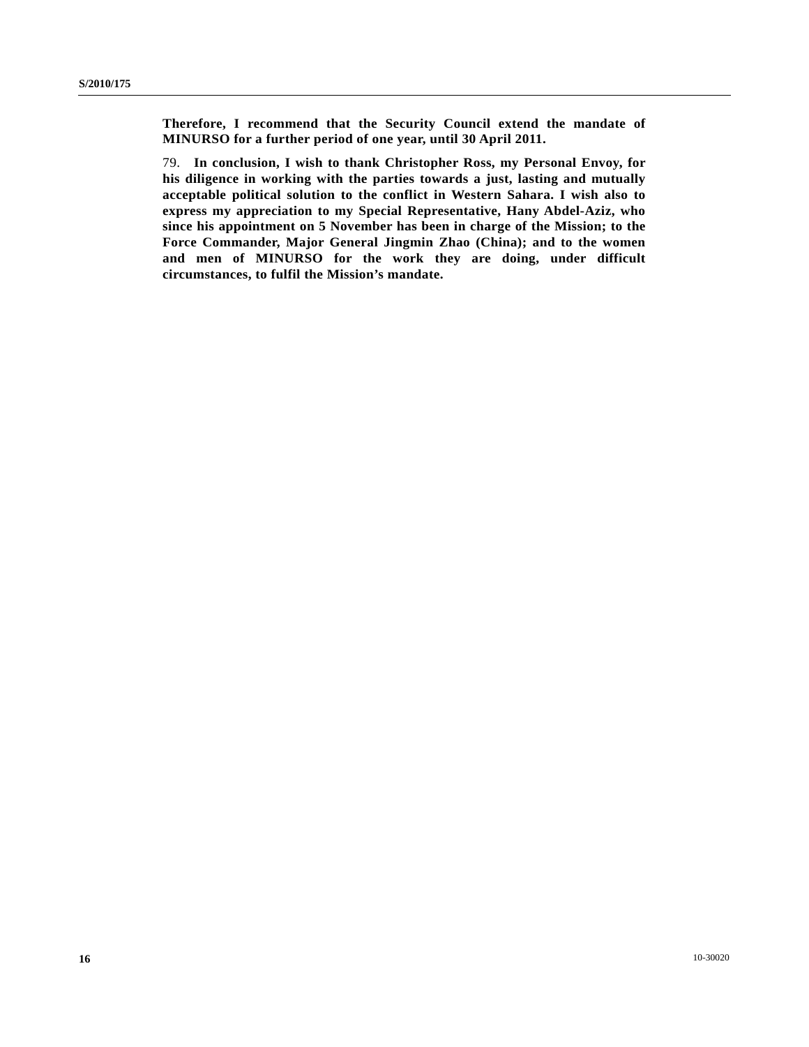**Therefore, I recommend that the Security Council extend the mandate of MINURSO for a further period of one year, until 30 April 2011.**

79. **In conclusion, I wish to thank Christopher Ross, my Personal Envoy, for his diligence in working with the parties towards a just, lasting and mutually acceptable political solution to the conflict in Western Sahara. I wish also to express my appreciation to my Special Representative, Hany Abdel-Aziz, who since his appointment on 5 November has been in charge of the Mission; to the Force Commander, Major General Jingmin Zhao (China); and to the women and men of MINURSO for the work they are doing, under difficult circumstances, to fulfil the Mission's mandate.**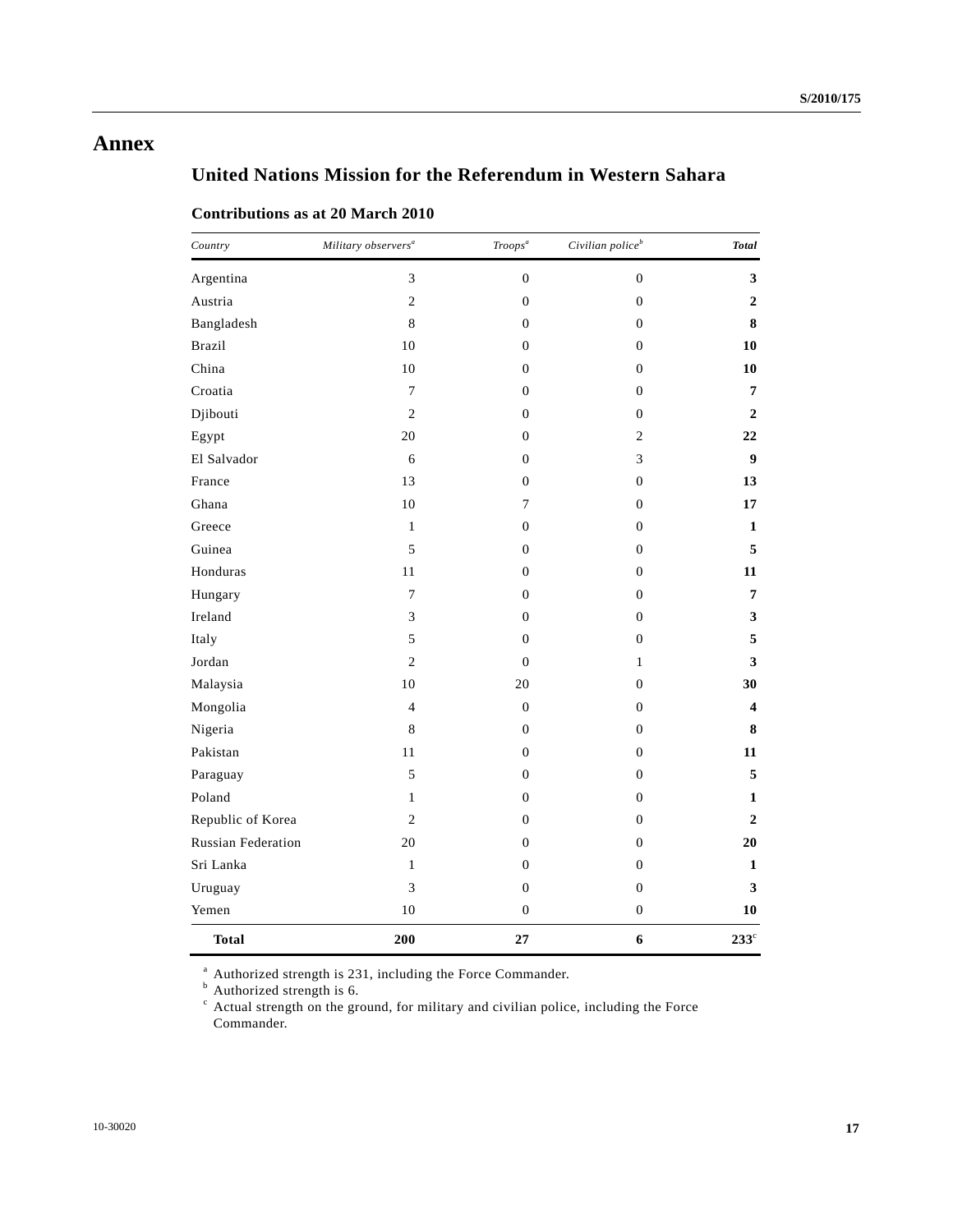# Annex

## United Nations Mission for the Referendum in Western Sahara

### Contributions as at 20 March 2010

| *Country* | *Military observers*[a] | *Troops*[a] | *Civilian police*[b] | ***Total*** |
|---|---|---|---|---|
| Argentina | 3 | 0 | 0 | **3** |
| Austria | 2 | 0 | 0 | **2** |
| Bangladesh | 8 | 0 | 0 | **8** |
| Brazil | 10 | 0 | 0 | **10** |
| China | 10 | 0 | 0 | **10** |
| Croatia | 7 | 0 | 0 | **7** |
| Djibouti | 2 | 0 | 0 | **2** |
| Egypt | 20 | 0 | 2 | **22** |
| El Salvador | 6 | 0 | 3 | **9** |
| France | 13 | 0 | 0 | **13** |
| Ghana | 10 | 7 | 0 | **17** |
| Greece | 1 | 0 | 0 | **1** |
| Guinea | 5 | 0 | 0 | **5** |
| Honduras | 11 | 0 | 0 | **11** |
| Hungary | 7 | 0 | 0 | **7** |
| Ireland | 3 | 0 | 0 | **3** |
| Italy | 5 | 0 | 0 | **5** |
| Jordan | 2 | 0 | 1 | **3** |
| Malaysia | 10 | 20 | 0 | **30** |
| Mongolia | 4 | 0 | 0 | **4** |
| Nigeria | 8 | 0 | 0 | **8** |
| Pakistan | 11 | 0 | 0 | **11** |
| Paraguay | 5 | 0 | 0 | **5** |
| Poland | 1 | 0 | 0 | **1** |
| Republic of Korea | 2 | 0 | 0 | **2** |
| Russian Federation | 20 | 0 | 0 | **20** |
| Sri Lanka | 1 | 0 | 0 | **1** |
| Uruguay | 3 | 0 | 0 | **3** |
| Yemen | 10 | 0 | 0 | **10** |
| **Total** | **200** | **27** | **6** | **233**[c] |

[a] Authorized strength is 231, including the Force Commander.

[b] Authorized strength is 6.

[c] Actual strength on the ground, for military and civilian police, including the Force Commander.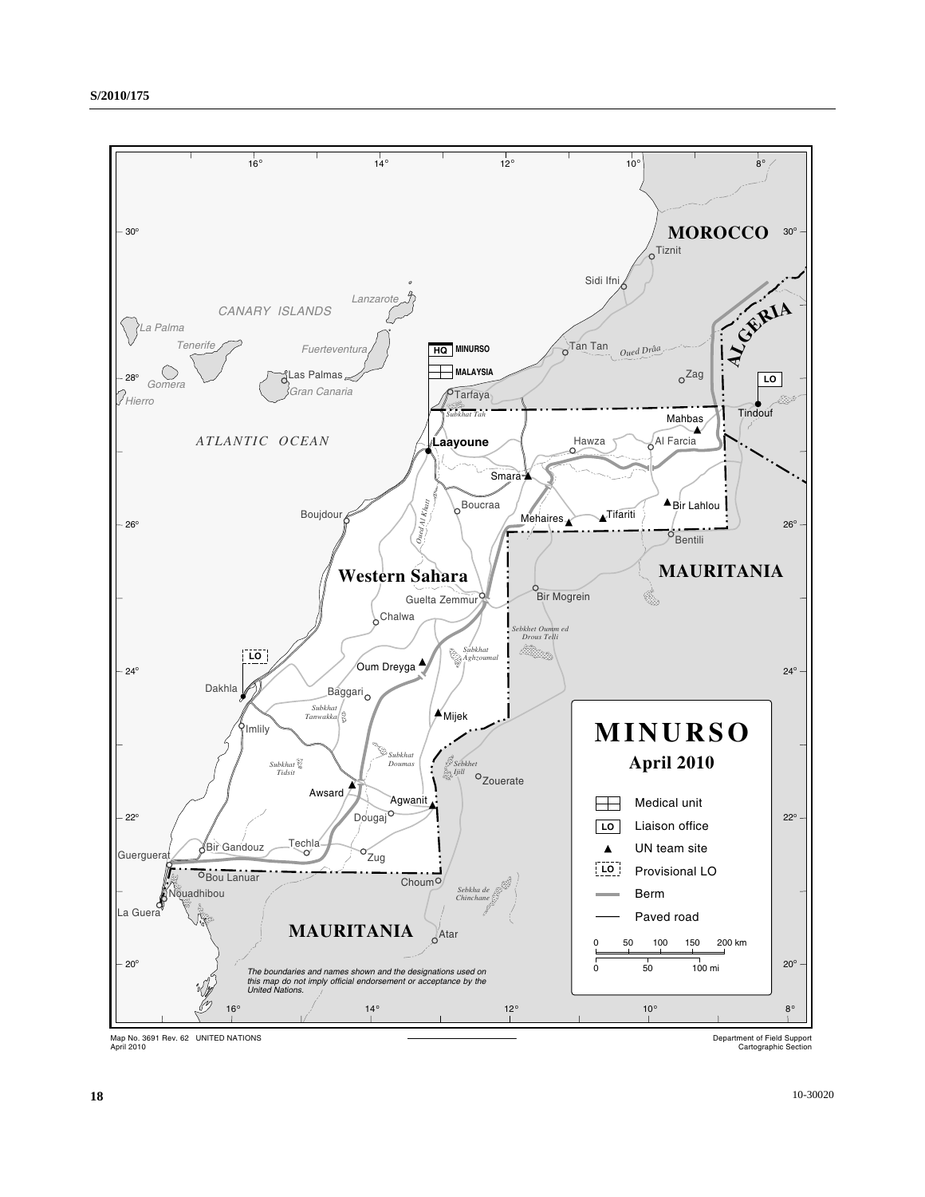**MINURSO**

**April 2010**

Medical unit

LO Liaison office

▲ UN team site

LO Provisional LO

Berm

Paved road

0 50 100 150 200 km

0 50 100 mi

MOROCCO

ALGERIA

Western Sahara

MAURITANIA

ATLANTIC OCEAN

CANARY ISLANDS

HQ MINURSO

MALAYSIA

La Palma, Tenerife, Gomera, Hierro, Gran Canaria, Las Palmas, Fuerteventura, Lanzarote, Tiznit, Sidi Ifni, Tan Tan, Oued Drâa, Zag, Tindouf, Tarfaya, Subkhat Tah, Laayoune, Mahbas, Hawza, Al Farcia, Smara, Boucraa, Oued Al Khatt, Boujdour, Mehaires, Tifariti, Bir Lahlou, Bentili, Bir Mogrein, Guelta Zemmur, Chalwa, Sebkhet Oumm ed Drous Telli, Subkhat Aghzoumal, Oum Dreyga, Dakhla, Baggari, Subkhat Tanwakka, Mijek, Imlily, Subkhat Tidsit, Subkhat Doumas, Sebkhet Ijill, Zouerate, Awsard, Agwanit, Dougaj, Techla, Bir Gandouz, Zug, Guerguerat, Bou Lanuar, Choum, Nouadhibou, Sebkha de Chinchane, La Guera, Atar

16° 14° 12° 10° 8°

30° 28° 26° 24° 22° 20°

The boundaries and names shown and the designations used on this map do not imply official endorsement or acceptance by the United Nations.

Map No. 3691 Rev. 62 UNITED NATIONS
April 2010

Department of Field Support
Cartographic Section